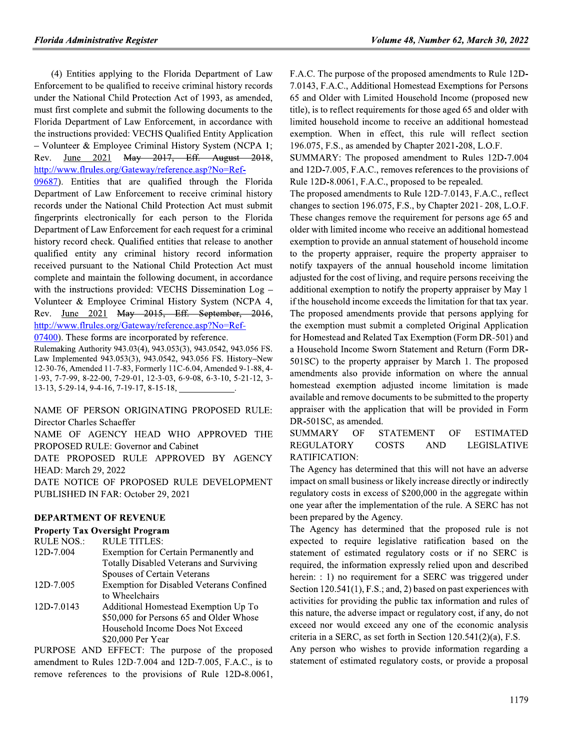(4) Entities applying to the Florida Department of Law Enforcement to be qualified to receive criminal history records under the National Child Protection Act of 1993, as amended, must first complete and submit the following documents to the Florida Department of Law Enforcement, in accordance with the instructions provided: VECHS Qualified Entity Application – Volunteer & Employee Criminal History System (NCPA 1; Rev. June 2021 ~~May 2017, Eff. August 2018~~, http://www.flrules.org/Gateway/reference.asp?No=Ref-09687). Entities that are qualified through the Florida Department of Law Enforcement to receive criminal history records under the National Child Protection Act must submit fingerprints electronically for each person to the Florida Department of Law Enforcement for each request for a criminal history record check. Qualified entities that release to another qualified entity any criminal history record information received pursuant to the National Child Protection Act must complete and maintain the following document, in accordance with the instructions provided: VECHS Dissemination Log – Volunteer & Employee Criminal History System (NCPA 4, Rev. June 2021 ~~May 2015, Eff. September, 2016~~, http://www.flrules.org/Gateway/reference.asp?No=Ref-07400). These forms are incorporated by reference.

Rulemaking Authority 943.03(4), 943.053(3), 943.0542, 943.056 FS. Law Implemented 943.053(3), 943.0542, 943.056 FS. History–New 12-30-76, Amended 11-7-83, Formerly 11C-6.04, Amended 9-1-88, 4-1-93, 7-7-99, 8-22-00, 7-29-01, 12-3-03, 6-9-08, 6-3-10, 5-21-12, 3-13-13, 5-29-14, 9-4-16, 7-19-17, 8-15-18, ____________.

NAME OF PERSON ORIGINATING PROPOSED RULE: Director Charles Schaeffer

NAME OF AGENCY HEAD WHO APPROVED THE PROPOSED RULE: Governor and Cabinet

DATE PROPOSED RULE APPROVED BY AGENCY HEAD: March 29, 2022

DATE NOTICE OF PROPOSED RULE DEVELOPMENT PUBLISHED IN FAR: October 29, 2021

## DEPARTMENT OF REVENUE

### Property Tax Oversight Program

| RULE NOS.: | RULE TITLES: |
|---|---|
| 12D-7.004 | Exemption for Certain Permanently and Totally Disabled Veterans and Surviving Spouses of Certain Veterans |
| 12D-7.005 | Exemption for Disabled Veterans Confined to Wheelchairs |
| 12D-7.0143 | Additional Homestead Exemption Up To $50,000 for Persons 65 and Older Whose Household Income Does Not Exceed $20,000 Per Year |

PURPOSE AND EFFECT: The purpose of the proposed amendment to Rules 12D-7.004 and 12D-7.005, F.A.C., is to remove references to the provisions of Rule 12D-8.0061, F.A.C. The purpose of the proposed amendments to Rule 12D-7.0143, F.A.C., Additional Homestead Exemptions for Persons 65 and Older with Limited Household Income (proposed new title), is to reflect requirements for those aged 65 and older with limited household income to receive an additional homestead exemption. When in effect, this rule will reflect section 196.075, F.S., as amended by Chapter 2021-208, L.O.F.

SUMMARY: The proposed amendment to Rules 12D-7.004 and 12D-7.005, F.A.C., removes references to the provisions of Rule 12D-8.0061, F.A.C., proposed to be repealed.

The proposed amendments to Rule 12D-7.0143, F.A.C., reflect changes to section 196.075, F.S., by Chapter 2021- 208, L.O.F. These changes remove the requirement for persons age 65 and older with limited income who receive an additional homestead exemption to provide an annual statement of household income to the property appraiser, require the property appraiser to notify taxpayers of the annual household income limitation adjusted for the cost of living, and require persons receiving the additional exemption to notify the property appraiser by May 1 if the household income exceeds the limitation for that tax year. The proposed amendments provide that persons applying for the exemption must submit a completed Original Application for Homestead and Related Tax Exemption (Form DR-501) and a Household Income Sworn Statement and Return (Form DR-501SC) to the property appraiser by March 1. The proposed amendments also provide information on where the annual homestead exemption adjusted income limitation is made available and remove documents to be submitted to the property appraiser with the application that will be provided in Form DR-501SC, as amended.

SUMMARY OF STATEMENT OF ESTIMATED REGULATORY COSTS AND LEGISLATIVE RATIFICATION:

The Agency has determined that this will not have an adverse impact on small business or likely increase directly or indirectly regulatory costs in excess of $200,000 in the aggregate within one year after the implementation of the rule. A SERC has not been prepared by the Agency.

The Agency has determined that the proposed rule is not expected to require legislative ratification based on the statement of estimated regulatory costs or if no SERC is required, the information expressly relied upon and described herein: : 1) no requirement for a SERC was triggered under Section 120.541(1), F.S.; and, 2) based on past experiences with activities for providing the public tax information and rules of this nature, the adverse impact or regulatory cost, if any, do not exceed nor would exceed any one of the economic analysis criteria in a SERC, as set forth in Section 120.541(2)(a), F.S.

Any person who wishes to provide information regarding a statement of estimated regulatory costs, or provide a proposal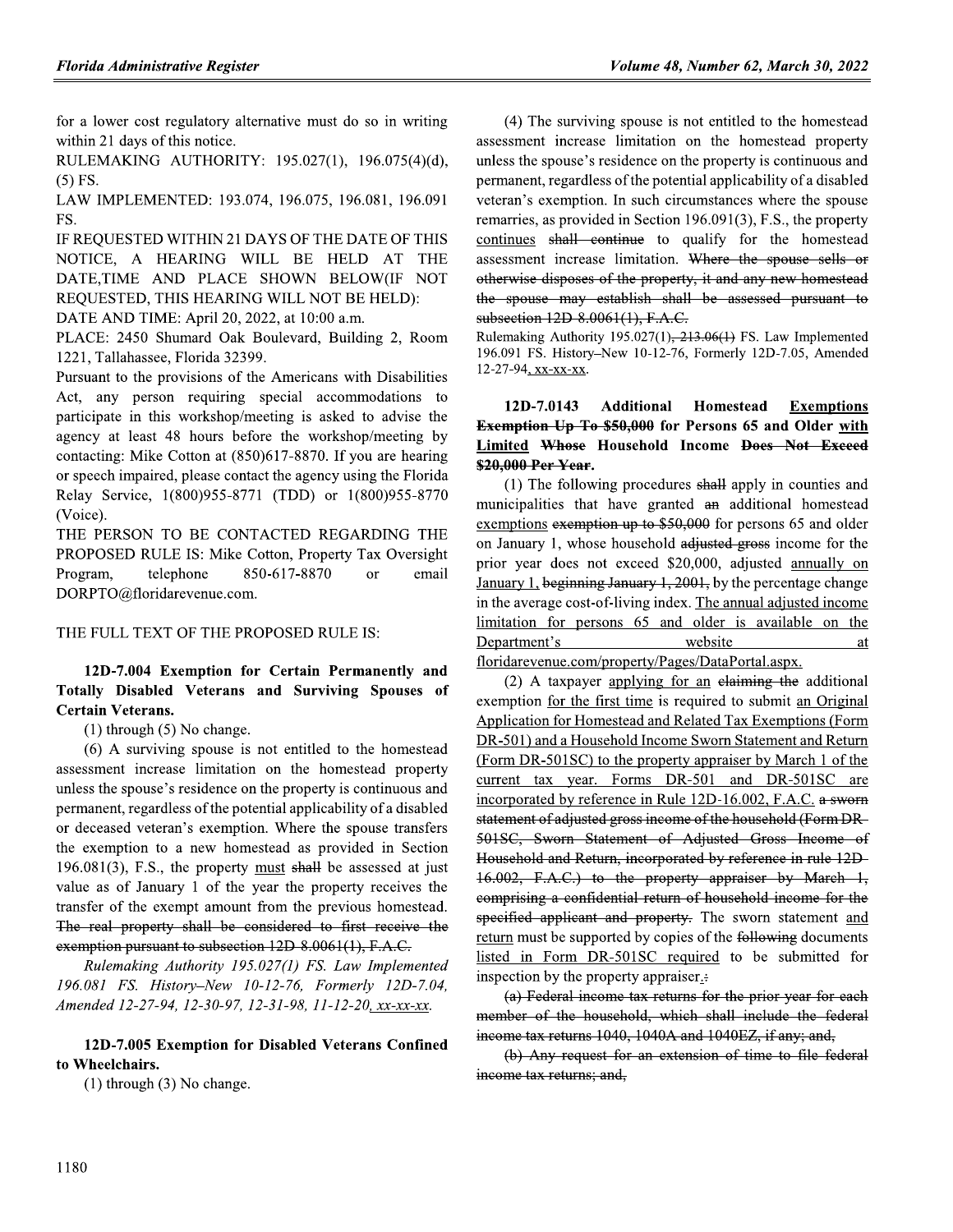for a lower cost regulatory alternative must do so in writing within 21 days of this notice.

RULEMAKING AUTHORITY: 195.027(1), 196.075(4)(d), (5) FS.

LAW IMPLEMENTED: 193.074, 196.075, 196.081, 196.091 FS.

IF REQUESTED WITHIN 21 DAYS OF THE DATE OF THIS NOTICE, A HEARING WILL BE HELD AT THE DATE,TIME AND PLACE SHOWN BELOW(IF NOT REQUESTED, THIS HEARING WILL NOT BE HELD):

DATE AND TIME: April 20, 2022, at 10:00 a.m.

PLACE: 2450 Shumard Oak Boulevard, Building 2, Room 1221, Tallahassee, Florida 32399.

Pursuant to the provisions of the Americans with Disabilities Act, any person requiring special accommodations to participate in this workshop/meeting is asked to advise the agency at least 48 hours before the workshop/meeting by contacting: Mike Cotton at (850)617-8870. If you are hearing or speech impaired, please contact the agency using the Florida Relay Service, 1(800)955-8771 (TDD) or 1(800)955-8770 (Voice).

THE PERSON TO BE CONTACTED REGARDING THE PROPOSED RULE IS: Mike Cotton, Property Tax Oversight Program, telephone 850-617-8870 or email DORPTO@floridarevenue.com.

THE FULL TEXT OF THE PROPOSED RULE IS:

**12D-7.004 Exemption for Certain Permanently and Totally Disabled Veterans and Surviving Spouses of Certain Veterans.**

(1) through (5) No change.

(6) A surviving spouse is not entitled to the homestead assessment increase limitation on the homestead property unless the spouse's residence on the property is continuous and permanent, regardless of the potential applicability of a disabled or deceased veteran's exemption. Where the spouse transfers the exemption to a new homestead as provided in Section 196.081(3), F.S., the property <u>must</u> ~~shall~~ be assessed at just value as of January 1 of the year the property receives the transfer of the exempt amount from the previous homestead. ~~The real property shall be considered to first receive the exemption pursuant to subsection 12D-8.0061(1), F.A.C.~~

*Rulemaking Authority 195.027(1) FS. Law Implemented 196.081 FS. History–New 10-12-76, Formerly 12D-7.04, Amended 12-27-94, 12-30-97, 12-31-98, 11-12-20, <u>xx-xx-xx</u>.*

**12D-7.005 Exemption for Disabled Veterans Confined to Wheelchairs.**

(1) through (3) No change.

(4) The surviving spouse is not entitled to the homestead assessment increase limitation on the homestead property unless the spouse's residence on the property is continuous and permanent, regardless of the potential applicability of a disabled veteran's exemption. In such circumstances where the spouse remarries, as provided in Section 196.091(3), F.S., the property <u>continues</u> ~~shall continue~~ to qualify for the homestead assessment increase limitation. ~~Where the spouse sells or otherwise disposes of the property, it and any new homestead the spouse may establish shall be assessed pursuant to subsection 12D-8.0061(1), F.A.C.~~

Rulemaking Authority 195.027(1)~~, 213.06(1)~~ FS. Law Implemented 196.091 FS. History–New 10-12-76, Formerly 12D-7.05, Amended 12-27-94<u>, xx-xx-xx</u>.

**12D-7.0143 Additional Homestead <u>Exemptions</u> ~~Exemption Up To \$50,000~~ for Persons 65 and Older <u>with Limited</u> ~~Whose~~ Household Income ~~Does Not Exceed \$20,000 Per Year~~.**

(1) The following procedures ~~shall~~ apply in counties and municipalities that have granted ~~an~~ additional homestead <u>exemptions</u> ~~exemption up to \$50,000~~ for persons 65 and older on January 1, whose household ~~adjusted gross~~ income for the prior year does not exceed \$20,000, adjusted <u>annually on January 1,</u> ~~beginning January 1, 2001,~~ by the percentage change in the average cost-of-living index. <u>The annual adjusted income limitation for persons 65 and older is available on the Department's website at floridarevenue.com/property/Pages/DataPortal.aspx.</u>

(2) A taxpayer <u>applying for an</u> ~~claiming the~~ additional exemption <u>for the first time</u> is required to submit <u>an Original Application for Homestead and Related Tax Exemptions (Form DR-501) and a Household Income Sworn Statement and Return (Form DR-501SC) to the property appraiser by March 1 of the current tax year. Forms DR-501 and DR-501SC are incorporated by reference in Rule 12D-16.002, F.A.C.</u> ~~a sworn statement of adjusted gross income of the household (Form DR-501SC, Sworn Statement of Adjusted Gross Income of Household and Return, incorporated by reference in rule 12D-16.002, F.A.C.) to the property appraiser by March 1, comprising a confidential return of household income for the specified applicant and property.~~ The sworn statement <u>and return</u> must be supported by copies of the ~~following~~ documents <u>listed in Form DR-501SC required</u> to be submitted for inspection by the property appraiser<u>.</u>~~:~~

~~(a) Federal income tax returns for the prior year for each member of the household, which shall include the federal income tax returns 1040, 1040A and 1040EZ, if any; and,~~

~~(b) Any request for an extension of time to file federal income tax returns; and,~~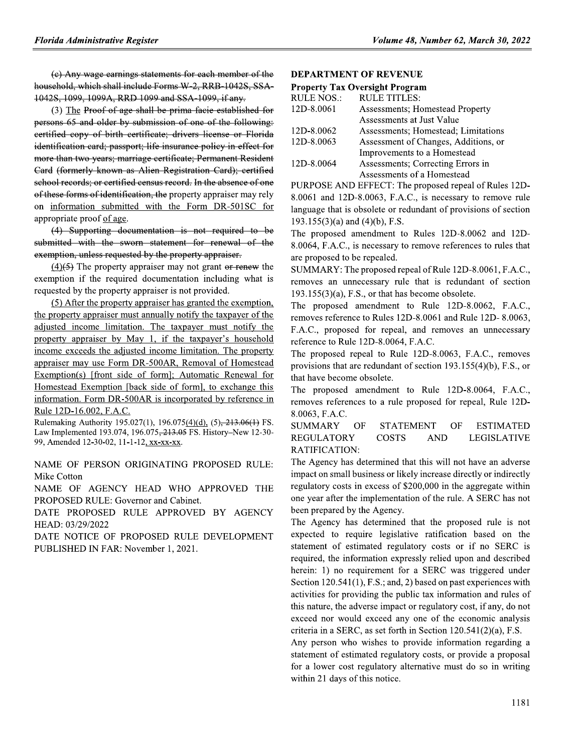~~(c) Any wage earnings statements for each member of the household, which shall include Forms W-2, RRB-1042S, SSA-1042S, 1099, 1099A, RRD 1099 and SSA-1099, if any.~~

(3) <u>The</u> ~~Proof of age shall be prima facie established for persons 65 and older by submission of one of the following: certified copy of birth certificate; drivers license or Florida identification card; passport; life insurance policy in effect for more than two years; marriage certificate; Permanent Resident Card (formerly known as Alien Registration Card); certified school records; or certified census record. In the absence of one of these forms of identification, the~~ property appraiser may rely on <u>information submitted with the Form DR-501SC for</u> appropriate proof <u>of age</u>.

~~(4) Supporting documentation is not required to be submitted with the sworn statement for renewal of the exemption, unless requested by the property appraiser.~~

<u>(4)</u>~~(5)~~ The property appraiser may not grant ~~or renew~~ the exemption if the required documentation including what is requested by the property appraiser is not provided.

<u>(5) After the property appraiser has granted the exemption, the property appraiser must annually notify the taxpayer of the adjusted income limitation. The taxpayer must notify the property appraiser by May 1, if the taxpayer's household income exceeds the adjusted income limitation. The property appraiser may use Form DR-500AR, Removal of Homestead Exemption(s) [front side of form]; Automatic Renewal for Homestead Exemption [back side of form], to exchange this information. Form DR-500AR is incorporated by reference in Rule 12D-16.002, F.A.C.</u>

Rulemaking Authority 195.027(1), 196.075<u>(4)(d)</u>, (5)~~, 213.06(1)~~ FS. Law Implemented 193.074, 196.075~~, 213.05~~ FS. History–New 12-30-99, Amended 12-30-02, 11-1-12<u>, xx-xx-xx</u>.

NAME OF PERSON ORIGINATING PROPOSED RULE: Mike Cotton

NAME OF AGENCY HEAD WHO APPROVED THE PROPOSED RULE: Governor and Cabinet.

DATE PROPOSED RULE APPROVED BY AGENCY HEAD: 03/29/2022

DATE NOTICE OF PROPOSED RULE DEVELOPMENT PUBLISHED IN FAR: November 1, 2021.

## DEPARTMENT OF REVENUE

### Property Tax Oversight Program

| RULE NOS.: | RULE TITLES: |
|---|---|
| 12D-8.0061 | Assessments; Homestead Property Assessments at Just Value |
| 12D-8.0062 | Assessments; Homestead; Limitations |
| 12D-8.0063 | Assessment of Changes, Additions, or Improvements to a Homestead |
| 12D-8.0064 | Assessments; Correcting Errors in Assessments of a Homestead |

PURPOSE AND EFFECT: The proposed repeal of Rules 12D-8.0061 and 12D-8.0063, F.A.C., is necessary to remove rule language that is obsolete or redundant of provisions of section 193.155(3)(a) and (4)(b), F.S.

The proposed amendment to Rules 12D-8.0062 and 12D-8.0064, F.A.C., is necessary to remove references to rules that are proposed to be repealed.

SUMMARY: The proposed repeal of Rule 12D-8.0061, F.A.C., removes an unnecessary rule that is redundant of section 193.155(3)(a), F.S., or that has become obsolete.

The proposed amendment to Rule 12D-8.0062, F.A.C., removes reference to Rules 12D-8.0061 and Rule 12D- 8.0063, F.A.C., proposed for repeal, and removes an unnecessary reference to Rule 12D-8.0064, F.A.C.

The proposed repeal to Rule 12D-8.0063, F.A.C., removes provisions that are redundant of section 193.155(4)(b), F.S., or that have become obsolete.

The proposed amendment to Rule 12D-8.0064, F.A.C., removes references to a rule proposed for repeal, Rule 12D-8.0063, F.A.C.

SUMMARY OF STATEMENT OF ESTIMATED REGULATORY COSTS AND LEGISLATIVE RATIFICATION:

The Agency has determined that this will not have an adverse impact on small business or likely increase directly or indirectly regulatory costs in excess of $200,000 in the aggregate within one year after the implementation of the rule. A SERC has not been prepared by the Agency.

The Agency has determined that the proposed rule is not expected to require legislative ratification based on the statement of estimated regulatory costs or if no SERC is required, the information expressly relied upon and described herein: 1) no requirement for a SERC was triggered under Section 120.541(1), F.S.; and, 2) based on past experiences with activities for providing the public tax information and rules of this nature, the adverse impact or regulatory cost, if any, do not exceed nor would exceed any one of the economic analysis criteria in a SERC, as set forth in Section 120.541(2)(a), F.S.

Any person who wishes to provide information regarding a statement of estimated regulatory costs, or provide a proposal for a lower cost regulatory alternative must do so in writing within 21 days of this notice.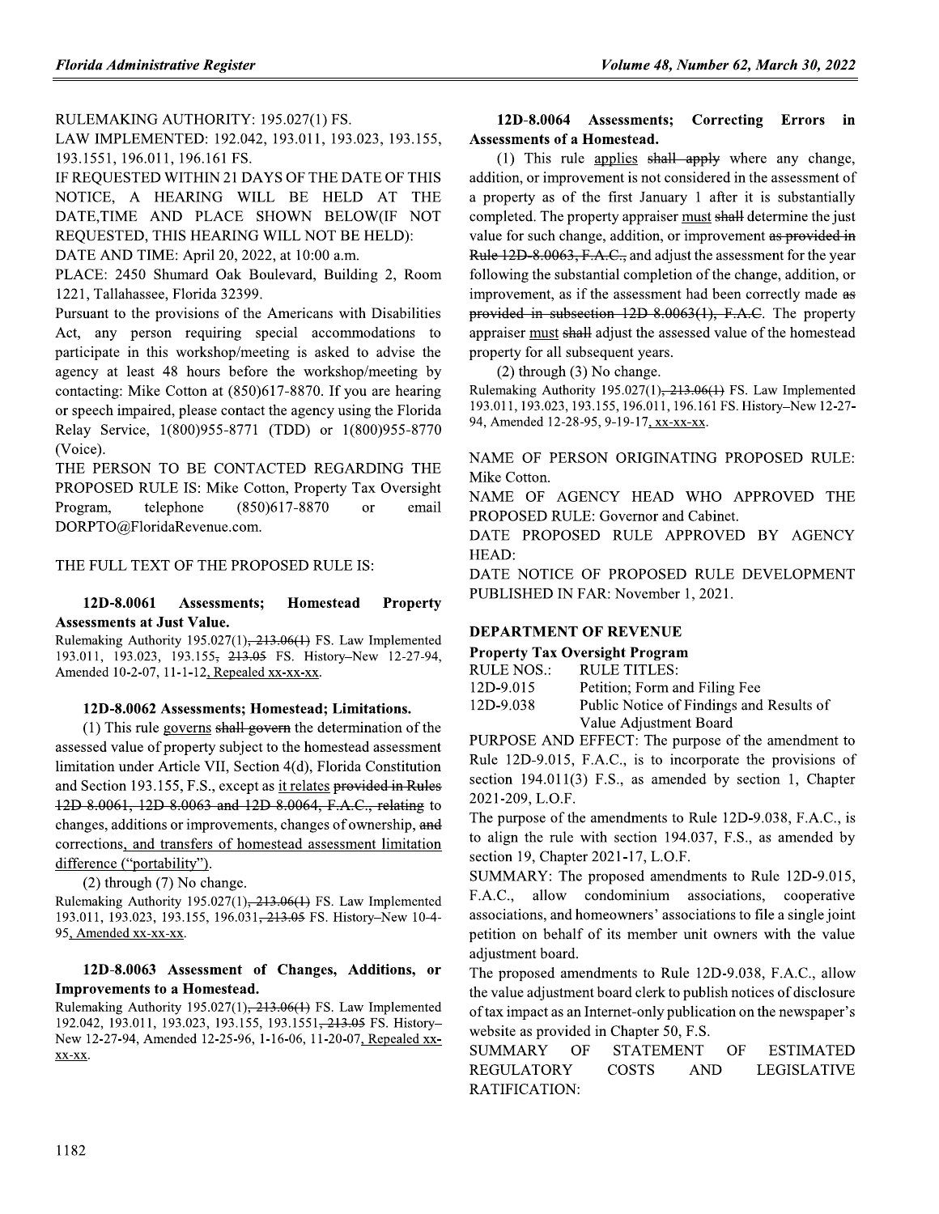RULEMAKING AUTHORITY: 195.027(1) FS.

LAW IMPLEMENTED: 192.042, 193.011, 193.023, 193.155, 193.1551, 196.011, 196.161 FS.

IF REQUESTED WITHIN 21 DAYS OF THE DATE OF THIS NOTICE, A HEARING WILL BE HELD AT THE DATE,TIME AND PLACE SHOWN BELOW(IF NOT REQUESTED, THIS HEARING WILL NOT BE HELD):

DATE AND TIME: April 20, 2022, at 10:00 a.m.

PLACE: 2450 Shumard Oak Boulevard, Building 2, Room 1221, Tallahassee, Florida 32399.

Pursuant to the provisions of the Americans with Disabilities Act, any person requiring special accommodations to participate in this workshop/meeting is asked to advise the agency at least 48 hours before the workshop/meeting by contacting: Mike Cotton at (850)617-8870. If you are hearing or speech impaired, please contact the agency using the Florida Relay Service, 1(800)955-8771 (TDD) or 1(800)955-8770 (Voice).

THE PERSON TO BE CONTACTED REGARDING THE PROPOSED RULE IS: Mike Cotton, Property Tax Oversight Program, telephone (850)617-8870 or email DORPTO@FloridaRevenue.com.

THE FULL TEXT OF THE PROPOSED RULE IS:

**12D-8.0061 Assessments; Homestead Property Assessments at Just Value.**

Rulemaking Authority 195.027(1)~~, 213.06(1)~~ FS. Law Implemented 193.011, 193.023, 193.155~~, 213.05~~ FS. History–New 12-27-94, Amended 10-2-07, 11-1-12, Repealed xx-xx-xx.

**12D-8.0062 Assessments; Homestead; Limitations.**

(1) This rule governs ~~shall govern~~ the determination of the assessed value of property subject to the homestead assessment limitation under Article VII, Section 4(d), Florida Constitution and Section 193.155, F.S., except as it relates ~~provided in Rules 12D-8.0061, 12D-8.0063 and 12D-8.0064, F.A.C., relating~~ to changes, additions or improvements, changes of ownership, ~~and~~ corrections, and transfers of homestead assessment limitation difference ("portability").

(2) through (7) No change.

Rulemaking Authority 195.027(1)~~, 213.06(1)~~ FS. Law Implemented 193.011, 193.023, 193.155, 196.031~~, 213.05~~ FS. History–New 10-4-95, Amended xx-xx-xx.

**12D-8.0063 Assessment of Changes, Additions, or Improvements to a Homestead.**

Rulemaking Authority 195.027(1)~~, 213.06(1)~~ FS. Law Implemented 192.042, 193.011, 193.023, 193.155, 193.1551~~, 213.05~~ FS. History–New 12-27-94, Amended 12-25-96, 1-16-06, 11-20-07, Repealed xx-xx-xx.

**12D-8.0064 Assessments; Correcting Errors in Assessments of a Homestead.**

(1) This rule applies ~~shall apply~~ where any change, addition, or improvement is not considered in the assessment of a property as of the first January 1 after it is substantially completed. The property appraiser must ~~shall~~ determine the just value for such change, addition, or improvement ~~as provided in Rule 12D-8.0063, F.A.C.,~~ and adjust the assessment for the year following the substantial completion of the change, addition, or improvement, as if the assessment had been correctly made ~~as provided in subsection 12D-8.0063(1), F.A.C~~. The property appraiser must ~~shall~~ adjust the assessed value of the homestead property for all subsequent years.

(2) through (3) No change.

Rulemaking Authority 195.027(1)~~, 213.06(1)~~ FS. Law Implemented 193.011, 193.023, 193.155, 196.011, 196.161 FS. History–New 12-27-94, Amended 12-28-95, 9-19-17, xx-xx-xx.

NAME OF PERSON ORIGINATING PROPOSED RULE: Mike Cotton.

NAME OF AGENCY HEAD WHO APPROVED THE PROPOSED RULE: Governor and Cabinet.

DATE PROPOSED RULE APPROVED BY AGENCY HEAD:

DATE NOTICE OF PROPOSED RULE DEVELOPMENT PUBLISHED IN FAR: November 1, 2021.

## DEPARTMENT OF REVENUE

### Property Tax Oversight Program

| RULE NOS.: | RULE TITLES: |
|---|---|
| 12D-9.015 | Petition; Form and Filing Fee |
| 12D-9.038 | Public Notice of Findings and Results of Value Adjustment Board |

PURPOSE AND EFFECT: The purpose of the amendment to Rule 12D-9.015, F.A.C., is to incorporate the provisions of section 194.011(3) F.S., as amended by section 1, Chapter 2021-209, L.O.F.

The purpose of the amendments to Rule 12D-9.038, F.A.C., is to align the rule with section 194.037, F.S., as amended by section 19, Chapter 2021-17, L.O.F.

SUMMARY: The proposed amendments to Rule 12D-9.015, F.A.C., allow condominium associations, cooperative associations, and homeowners' associations to file a single joint petition on behalf of its member unit owners with the value adjustment board.

The proposed amendments to Rule 12D-9.038, F.A.C., allow the value adjustment board clerk to publish notices of disclosure of tax impact as an Internet-only publication on the newspaper's website as provided in Chapter 50, F.S.

SUMMARY OF STATEMENT OF ESTIMATED REGULATORY COSTS AND LEGISLATIVE RATIFICATION: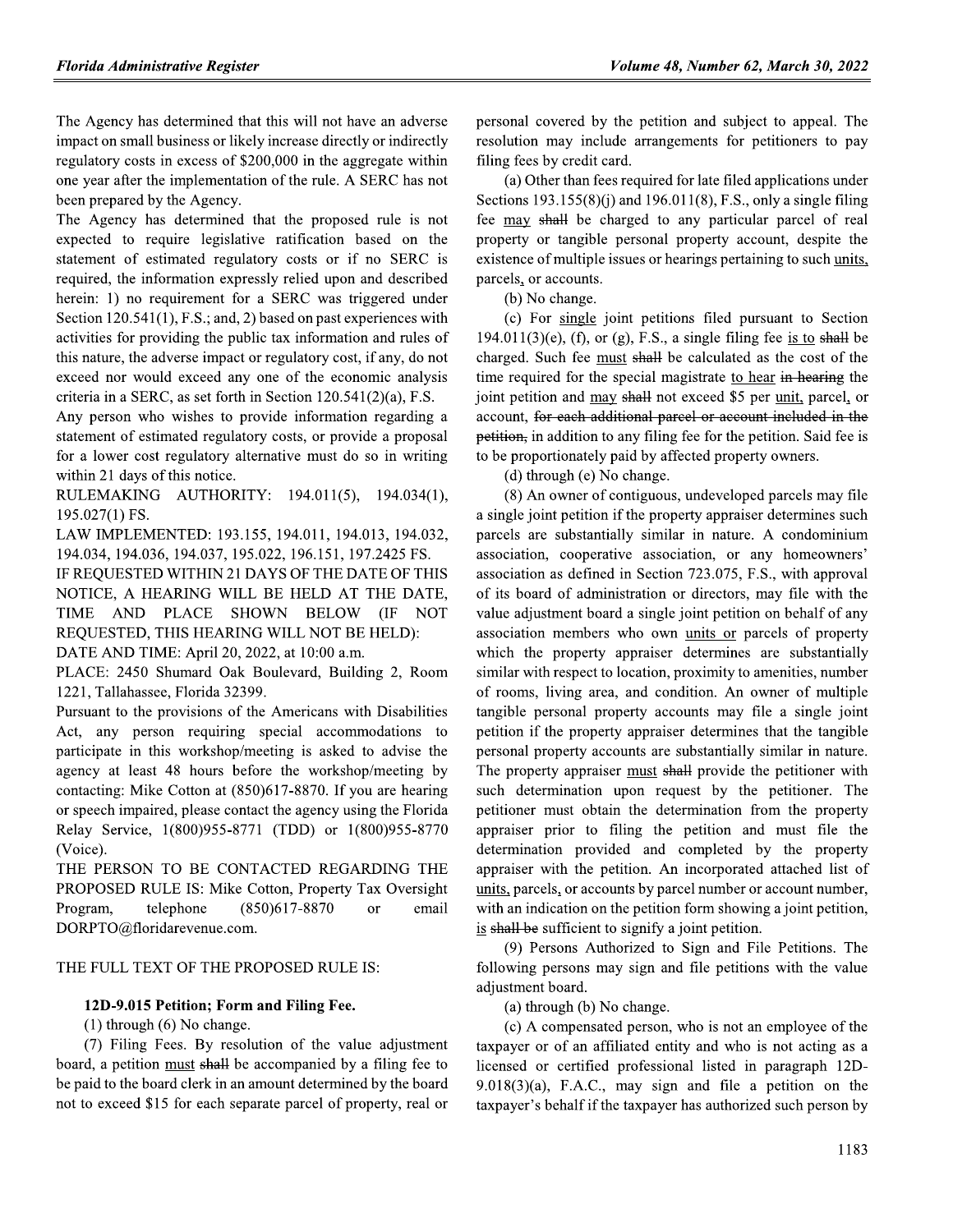The Agency has determined that this will not have an adverse impact on small business or likely increase directly or indirectly regulatory costs in excess of $200,000 in the aggregate within one year after the implementation of the rule. A SERC has not been prepared by the Agency.

The Agency has determined that the proposed rule is not expected to require legislative ratification based on the statement of estimated regulatory costs or if no SERC is required, the information expressly relied upon and described herein: 1) no requirement for a SERC was triggered under Section 120.541(1), F.S.; and, 2) based on past experiences with activities for providing the public tax information and rules of this nature, the adverse impact or regulatory cost, if any, do not exceed nor would exceed any one of the economic analysis criteria in a SERC, as set forth in Section 120.541(2)(a), F.S.

Any person who wishes to provide information regarding a statement of estimated regulatory costs, or provide a proposal for a lower cost regulatory alternative must do so in writing within 21 days of this notice.

RULEMAKING AUTHORITY: 194.011(5), 194.034(1), 195.027(1) FS.

LAW IMPLEMENTED: 193.155, 194.011, 194.013, 194.032, 194.034, 194.036, 194.037, 195.022, 196.151, 197.2425 FS.

IF REQUESTED WITHIN 21 DAYS OF THE DATE OF THIS NOTICE, A HEARING WILL BE HELD AT THE DATE, TIME AND PLACE SHOWN BELOW (IF NOT REQUESTED, THIS HEARING WILL NOT BE HELD):

DATE AND TIME: April 20, 2022, at 10:00 a.m.

PLACE: 2450 Shumard Oak Boulevard, Building 2, Room 1221, Tallahassee, Florida 32399.

Pursuant to the provisions of the Americans with Disabilities Act, any person requiring special accommodations to participate in this workshop/meeting is asked to advise the agency at least 48 hours before the workshop/meeting by contacting: Mike Cotton at (850)617-8870. If you are hearing or speech impaired, please contact the agency using the Florida Relay Service, 1(800)955-8771 (TDD) or 1(800)955-8770 (Voice).

THE PERSON TO BE CONTACTED REGARDING THE PROPOSED RULE IS: Mike Cotton, Property Tax Oversight Program, telephone (850)617-8870 or email DORPTO@floridarevenue.com.

THE FULL TEXT OF THE PROPOSED RULE IS:

**12D-9.015 Petition; Form and Filing Fee.**

(1) through (6) No change.

(7) Filing Fees. By resolution of the value adjustment board, a petition <u>must</u> ~~shall~~ be accompanied by a filing fee to be paid to the board clerk in an amount determined by the board not to exceed $15 for each separate parcel of property, real or personal covered by the petition and subject to appeal. The resolution may include arrangements for petitioners to pay filing fees by credit card.

(a) Other than fees required for late filed applications under Sections 193.155(8)(j) and 196.011(8), F.S., only a single filing fee <u>may</u> ~~shall~~ be charged to any particular parcel of real property or tangible personal property account, despite the existence of multiple issues or hearings pertaining to such <u>units,</u> parcels<u>,</u> or accounts.

(b) No change.

(c) For <u>single</u> joint petitions filed pursuant to Section 194.011(3)(e), (f), or (g), F.S., a single filing fee <u>is to</u> ~~shall~~ be charged. Such fee <u>must</u> ~~shall~~ be calculated as the cost of the time required for the special magistrate <u>to hear</u> ~~in hearing~~ the joint petition and <u>may</u> ~~shall~~ not exceed $5 per <u>unit,</u> parcel<u>,</u> or account, ~~for each additional parcel or account included in the petition,~~ in addition to any filing fee for the petition. Said fee is to be proportionately paid by affected property owners.

(d) through (e) No change.

(8) An owner of contiguous, undeveloped parcels may file a single joint petition if the property appraiser determines such parcels are substantially similar in nature. A condominium association, cooperative association, or any homeowners' association as defined in Section 723.075, F.S., with approval of its board of administration or directors, may file with the value adjustment board a single joint petition on behalf of any association members who own <u>units or</u> parcels of property which the property appraiser determines are substantially similar with respect to location, proximity to amenities, number of rooms, living area, and condition. An owner of multiple tangible personal property accounts may file a single joint petition if the property appraiser determines that the tangible personal property accounts are substantially similar in nature. The property appraiser <u>must</u> ~~shall~~ provide the petitioner with such determination upon request by the petitioner. The petitioner must obtain the determination from the property appraiser prior to filing the petition and must file the determination provided and completed by the property appraiser with the petition. An incorporated attached list of <u>units,</u> parcels<u>,</u> or accounts by parcel number or account number, with an indication on the petition form showing a joint petition, <u>is</u> ~~shall be~~ sufficient to signify a joint petition.

(9) Persons Authorized to Sign and File Petitions. The following persons may sign and file petitions with the value adjustment board.

(a) through (b) No change.

(c) A compensated person, who is not an employee of the taxpayer or of an affiliated entity and who is not acting as a licensed or certified professional listed in paragraph 12D-9.018(3)(a), F.A.C., may sign and file a petition on the taxpayer's behalf if the taxpayer has authorized such person by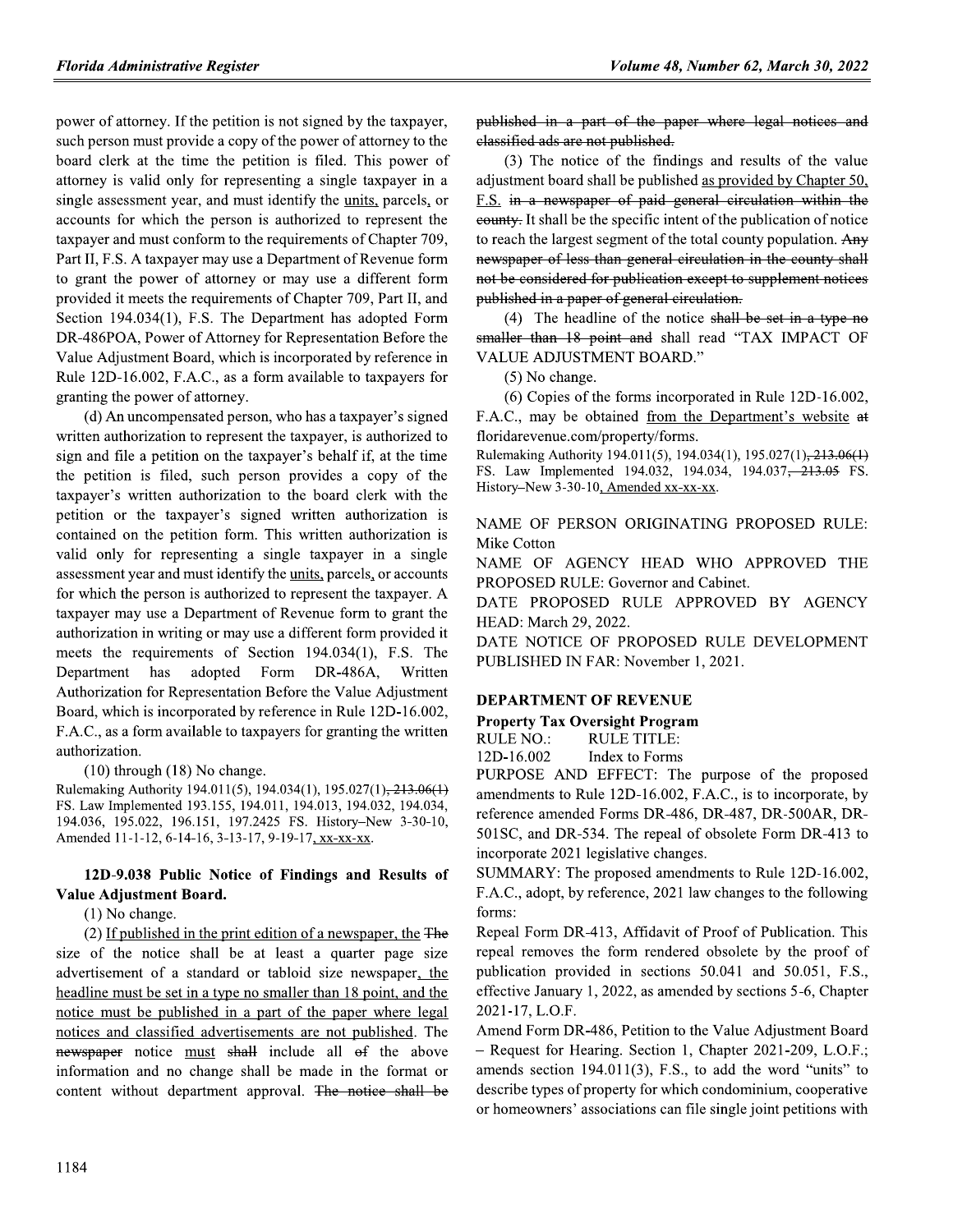power of attorney. If the petition is not signed by the taxpayer, such person must provide a copy of the power of attorney to the board clerk at the time the petition is filed. This power of attorney is valid only for representing a single taxpayer in a single assessment year, and must identify the units, parcels, or accounts for which the person is authorized to represent the taxpayer and must conform to the requirements of Chapter 709, Part II, F.S. A taxpayer may use a Department of Revenue form to grant the power of attorney or may use a different form provided it meets the requirements of Chapter 709, Part II, and Section 194.034(1), F.S. The Department has adopted Form DR-486POA, Power of Attorney for Representation Before the Value Adjustment Board, which is incorporated by reference in Rule 12D-16.002, F.A.C., as a form available to taxpayers for granting the power of attorney.

(d) An uncompensated person, who has a taxpayer's signed written authorization to represent the taxpayer, is authorized to sign and file a petition on the taxpayer's behalf if, at the time the petition is filed, such person provides a copy of the taxpayer's written authorization to the board clerk with the petition or the taxpayer's signed written authorization is contained on the petition form. This written authorization is valid only for representing a single taxpayer in a single assessment year and must identify the units, parcels, or accounts for which the person is authorized to represent the taxpayer. A taxpayer may use a Department of Revenue form to grant the authorization in writing or may use a different form provided it meets the requirements of Section 194.034(1), F.S. The Department has adopted Form DR-486A, Written Authorization for Representation Before the Value Adjustment Board, which is incorporated by reference in Rule 12D-16.002, F.A.C., as a form available to taxpayers for granting the written authorization.

(10) through (18) No change.

Rulemaking Authority 194.011(5), 194.034(1), 195.027(1), 213.06(1) FS. Law Implemented 193.155, 194.011, 194.013, 194.032, 194.034, 194.036, 195.022, 196.151, 197.2425 FS. History–New 3-30-10, Amended 11-1-12, 6-14-16, 3-13-17, 9-19-17, xx-xx-xx.

**12D-9.038 Public Notice of Findings and Results of Value Adjustment Board.**

(1) No change.

(2) If published in the print edition of a newspaper, the The size of the notice shall be at least a quarter page size advertisement of a standard or tabloid size newspaper, the headline must be set in a type no smaller than 18 point, and the notice must be published in a part of the paper where legal notices and classified advertisements are not published. The newspaper notice must shall include all of the above information and no change shall be made in the format or content without department approval. The notice shall be published in a part of the paper where legal notices and classified ads are not published.

(3) The notice of the findings and results of the value adjustment board shall be published as provided by Chapter 50, F.S. in a newspaper of paid general circulation within the county. It shall be the specific intent of the publication of notice to reach the largest segment of the total county population. Any newspaper of less than general circulation in the county shall not be considered for publication except to supplement notices published in a paper of general circulation.

(4) The headline of the notice shall be set in a type no smaller than 18 point and shall read "TAX IMPACT OF VALUE ADJUSTMENT BOARD."

(5) No change.

(6) Copies of the forms incorporated in Rule 12D-16.002, F.A.C., may be obtained from the Department's website at floridarevenue.com/property/forms.

Rulemaking Authority 194.011(5), 194.034(1), 195.027(1), 213.06(1) FS. Law Implemented 194.032, 194.034, 194.037, 213.05 FS. History–New 3-30-10, Amended xx-xx-xx.

NAME OF PERSON ORIGINATING PROPOSED RULE: Mike Cotton

NAME OF AGENCY HEAD WHO APPROVED THE PROPOSED RULE: Governor and Cabinet.

DATE PROPOSED RULE APPROVED BY AGENCY HEAD: March 29, 2022.

DATE NOTICE OF PROPOSED RULE DEVELOPMENT PUBLISHED IN FAR: November 1, 2021.

## DEPARTMENT OF REVENUE

### Property Tax Oversight Program

RULE NO.: RULE TITLE:

12D-16.002 Index to Forms

PURPOSE AND EFFECT: The purpose of the proposed amendments to Rule 12D-16.002, F.A.C., is to incorporate, by reference amended Forms DR-486, DR-487, DR-500AR, DR-501SC, and DR-534. The repeal of obsolete Form DR-413 to incorporate 2021 legislative changes.

SUMMARY: The proposed amendments to Rule 12D-16.002, F.A.C., adopt, by reference, 2021 law changes to the following forms:

Repeal Form DR-413, Affidavit of Proof of Publication. This repeal removes the form rendered obsolete by the proof of publication provided in sections 50.041 and 50.051, F.S., effective January 1, 2022, as amended by sections 5-6, Chapter 2021-17, L.O.F.

Amend Form DR-486, Petition to the Value Adjustment Board – Request for Hearing. Section 1, Chapter 2021-209, L.O.F.; amends section 194.011(3), F.S., to add the word "units" to describe types of property for which condominium, cooperative or homeowners' associations can file single joint petitions with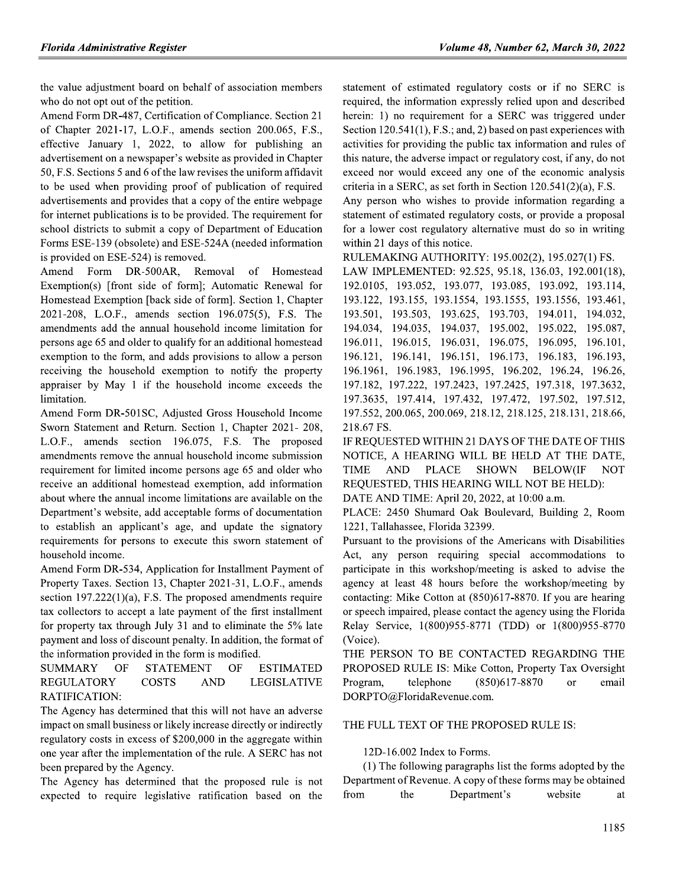the value adjustment board on behalf of association members who do not opt out of the petition.

Amend Form DR-487, Certification of Compliance. Section 21 of Chapter 2021-17, L.O.F., amends section 200.065, F.S., effective January 1, 2022, to allow for publishing an advertisement on a newspaper's website as provided in Chapter 50, F.S. Sections 5 and 6 of the law revises the uniform affidavit to be used when providing proof of publication of required advertisements and provides that a copy of the entire webpage for internet publications is to be provided. The requirement for school districts to submit a copy of Department of Education Forms ESE-139 (obsolete) and ESE-524A (needed information is provided on ESE-524) is removed.

Amend Form DR-500AR, Removal of Homestead Exemption(s) [front side of form]; Automatic Renewal for Homestead Exemption [back side of form]. Section 1, Chapter 2021-208, L.O.F., amends section 196.075(5), F.S. The amendments add the annual household income limitation for persons age 65 and older to qualify for an additional homestead exemption to the form, and adds provisions to allow a person receiving the household exemption to notify the property appraiser by May 1 if the household income exceeds the limitation.

Amend Form DR-501SC, Adjusted Gross Household Income Sworn Statement and Return. Section 1, Chapter 2021- 208, L.O.F., amends section 196.075, F.S. The proposed amendments remove the annual household income submission requirement for limited income persons age 65 and older who receive an additional homestead exemption, add information about where the annual income limitations are available on the Department's website, add acceptable forms of documentation to establish an applicant's age, and update the signatory requirements for persons to execute this sworn statement of household income.

Amend Form DR-534, Application for Installment Payment of Property Taxes. Section 13, Chapter 2021-31, L.O.F., amends section 197.222(1)(a), F.S. The proposed amendments require tax collectors to accept a late payment of the first installment for property tax through July 31 and to eliminate the 5% late payment and loss of discount penalty. In addition, the format of the information provided in the form is modified.

SUMMARY OF STATEMENT OF ESTIMATED REGULATORY COSTS AND LEGISLATIVE RATIFICATION:

The Agency has determined that this will not have an adverse impact on small business or likely increase directly or indirectly regulatory costs in excess of $200,000 in the aggregate within one year after the implementation of the rule. A SERC has not been prepared by the Agency.

The Agency has determined that the proposed rule is not expected to require legislative ratification based on the statement of estimated regulatory costs or if no SERC is required, the information expressly relied upon and described herein: 1) no requirement for a SERC was triggered under Section 120.541(1), F.S.; and, 2) based on past experiences with activities for providing the public tax information and rules of this nature, the adverse impact or regulatory cost, if any, do not exceed nor would exceed any one of the economic analysis criteria in a SERC, as set forth in Section 120.541(2)(a), F.S.

Any person who wishes to provide information regarding a statement of estimated regulatory costs, or provide a proposal for a lower cost regulatory alternative must do so in writing within 21 days of this notice.

RULEMAKING AUTHORITY: 195.002(2), 195.027(1) FS.

LAW IMPLEMENTED: 92.525, 95.18, 136.03, 192.001(18), 192.0105, 193.052, 193.077, 193.085, 193.092, 193.114, 193.122, 193.155, 193.1554, 193.1555, 193.1556, 193.461, 193.501, 193.503, 193.625, 193.703, 194.011, 194.032, 194.034, 194.035, 194.037, 195.002, 195.022, 195.087, 196.011, 196.015, 196.031, 196.075, 196.095, 196.101, 196.121, 196.141, 196.151, 196.173, 196.183, 196.193, 196.1961, 196.1983, 196.1995, 196.202, 196.24, 196.26, 197.182, 197.222, 197.2423, 197.2425, 197.318, 197.3632, 197.3635, 197.414, 197.432, 197.472, 197.502, 197.512, 197.552, 200.065, 200.069, 218.12, 218.125, 218.131, 218.66, 218.67 FS.

IF REQUESTED WITHIN 21 DAYS OF THE DATE OF THIS NOTICE, A HEARING WILL BE HELD AT THE DATE, TIME AND PLACE SHOWN BELOW(IF NOT REQUESTED, THIS HEARING WILL NOT BE HELD):

DATE AND TIME: April 20, 2022, at 10:00 a.m.

PLACE: 2450 Shumard Oak Boulevard, Building 2, Room 1221, Tallahassee, Florida 32399.

Pursuant to the provisions of the Americans with Disabilities Act, any person requiring special accommodations to participate in this workshop/meeting is asked to advise the agency at least 48 hours before the workshop/meeting by contacting: Mike Cotton at (850)617-8870. If you are hearing or speech impaired, please contact the agency using the Florida Relay Service, 1(800)955-8771 (TDD) or 1(800)955-8770 (Voice).

THE PERSON TO BE CONTACTED REGARDING THE PROPOSED RULE IS: Mike Cotton, Property Tax Oversight Program, telephone (850)617-8870 or email DORPTO@FloridaRevenue.com.

THE FULL TEXT OF THE PROPOSED RULE IS:

12D-16.002 Index to Forms.

(1) The following paragraphs list the forms adopted by the Department of Revenue. A copy of these forms may be obtained from the Department's website at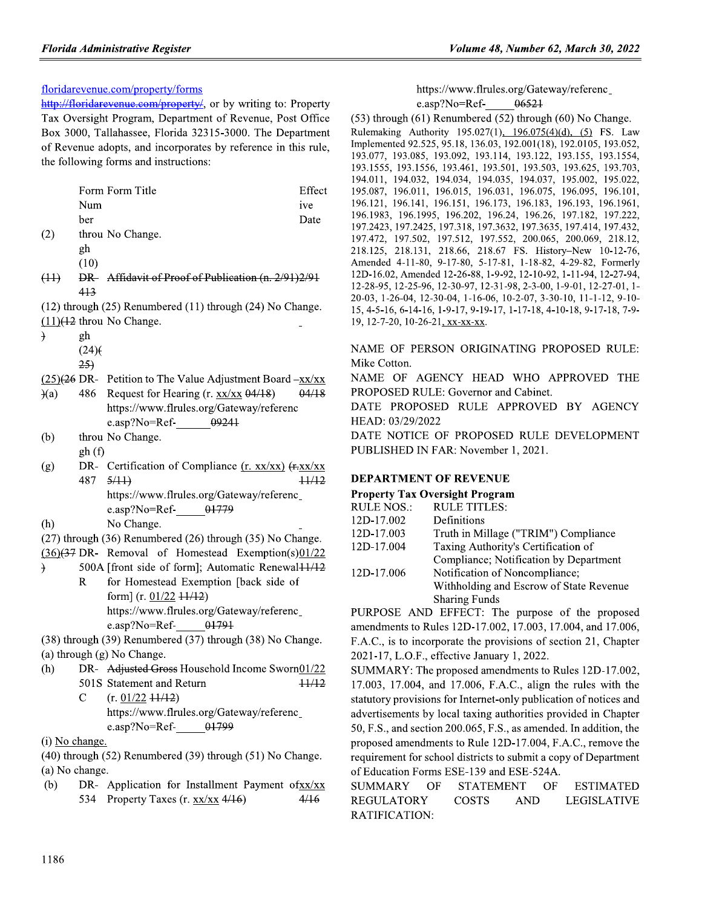floridarevenue.com/property/forms

~~http://floridarevenue.com/property/~~, or by writing to: Property Tax Oversight Program, Department of Revenue, Post Office Box 3000, Tallahassee, Florida 32315-3000. The Department of Revenue adopts, and incorporates by reference in this rule, the following forms and instructions:

| | Form Number | Form Title | Effective Date |
|---|---|---|---|
| (2) | through (10) | No Change. | |
| ~~(11)~~ | ~~DR-413~~ | ~~Affidavit of Proof of Publication (n. 2/91)~~ | ~~2/91~~ |
| (12) through (25) Renumbered (11) through (24) No Change. | | | |
| (11)~~(12)~~ | through (24)~~(25)~~ | No Change. | |
| (25)~~(26)~~(a) | DR-486 | Petition to The Value Adjustment Board – Request for Hearing (r. xx/xx ~~04/18~~) https://www.flrules.org/Gateway/reference.asp?No=Ref-~~09241~~ | xx/xx ~~04/18~~ |
| (b) | through (f) | No Change. | |
| (g) | DR-487 | Certification of Compliance (r. xx/xx) ~~(r.5/11)~~ https://www.flrules.org/Gateway/reference.asp?No=Ref-~~01779~~ | xx/xx ~~11/12~~ |
| (h) | | No Change. | |
| (27) through (36) Renumbered (26) through (35) No Change. | | | |
| (36)~~(37)~~ | DR-500AR | Removal of Homestead Exemption(s) [front side of form]; Automatic Renewal for Homestead Exemption [back side of form] (r. 01/22 ~~11/12~~) https://www.flrules.org/Gateway/reference.asp?No=Ref-~~01791~~ | 01/22 ~~11/12~~ |
| (38) through (39) Renumbered (37) through (38) No Change. | | | |
| (a) through (g) No Change. | | | |
| (h) | DR-501SC | ~~Adjusted Gross~~ Household Income Sworn Statement and Return (r. 01/22 ~~11/12~~) https://www.flrules.org/Gateway/reference.asp?No=Ref-~~01799~~ | 01/22 ~~11/12~~ |
| (i) No change. | | | |
| (40) through (52) Renumbered (39) through (51) No Change. | | | |
| (a) No change. | | | |
| (b) | DR-534 | Application for Installment Payment of Property Taxes (r. xx/xx ~~4/16~~) https://www.flrules.org/Gateway/reference.asp?No=Ref-~~06521~~ | xx/xx ~~4/16~~ |

(53) through (61) Renumbered (52) through (60) No Change.

Rulemaking Authority 195.027(1), 196.075(4)(d), (5) FS. Law Implemented 92.525, 95.18, 136.03, 192.001(18), 192.0105, 193.052, 193.077, 193.085, 193.092, 193.114, 193.122, 193.155, 193.1554, 193.1555, 193.1556, 193.461, 193.501, 193.503, 193.625, 193.703, 194.011, 194.032, 194.034, 194.035, 194.037, 195.002, 195.022, 195.087, 196.011, 196.015, 196.031, 196.075, 196.095, 196.101, 196.121, 196.141, 196.151, 196.173, 196.183, 196.193, 196.1961, 196.1983, 196.1995, 196.202, 196.24, 196.26, 197.182, 197.222, 197.2423, 197.2425, 197.318, 197.3632, 197.3635, 197.414, 197.432, 197.472, 197.502, 197.512, 197.552, 200.065, 200.069, 218.12, 218.125, 218.131, 218.66, 218.67 FS. History–New 10-12-76, Amended 4-11-80, 9-17-80, 5-17-81, 1-18-82, 4-29-82, Formerly 12D-16.02, Amended 12-26-88, 1-9-92, 12-10-92, 1-11-94, 12-27-94, 12-28-95, 12-25-96, 12-30-97, 12-31-98, 2-3-00, 1-9-01, 12-27-01, 1-20-03, 1-26-04, 12-30-04, 1-16-06, 10-2-07, 3-30-10, 11-1-12, 9-10-15, 4-5-16, 6-14-16, 1-9-17, 9-19-17, 1-17-18, 4-10-18, 9-17-18, 7-9-19, 12-7-20, 10-26-21, xx-xx-xx.

NAME OF PERSON ORIGINATING PROPOSED RULE: Mike Cotton.

NAME OF AGENCY HEAD WHO APPROVED THE PROPOSED RULE: Governor and Cabinet.

DATE PROPOSED RULE APPROVED BY AGENCY HEAD: 03/29/2022

DATE NOTICE OF PROPOSED RULE DEVELOPMENT PUBLISHED IN FAR: November 1, 2021.

## DEPARTMENT OF REVENUE

### Property Tax Oversight Program

| RULE NOS.: | RULE TITLES: |
|---|---|
| 12D-17.002 | Definitions |
| 12D-17.003 | Truth in Millage ("TRIM") Compliance |
| 12D-17.004 | Taxing Authority's Certification of Compliance; Notification by Department |
| 12D-17.006 | Notification of Noncompliance; Withholding and Escrow of State Revenue Sharing Funds |

PURPOSE AND EFFECT: The purpose of the proposed amendments to Rules 12D-17.002, 17.003, 17.004, and 17.006, F.A.C., is to incorporate the provisions of section 21, Chapter 2021-17, L.O.F., effective January 1, 2022.

SUMMARY: The proposed amendments to Rules 12D-17.002, 17.003, 17.004, and 17.006, F.A.C., align the rules with the statutory provisions for Internet-only publication of notices and advertisements by local taxing authorities provided in Chapter 50, F.S., and section 200.065, F.S., as amended. In addition, the proposed amendments to Rule 12D-17.004, F.A.C., remove the requirement for school districts to submit a copy of Department of Education Forms ESE-139 and ESE-524A.

SUMMARY OF STATEMENT OF ESTIMATED REGULATORY COSTS AND LEGISLATIVE RATIFICATION: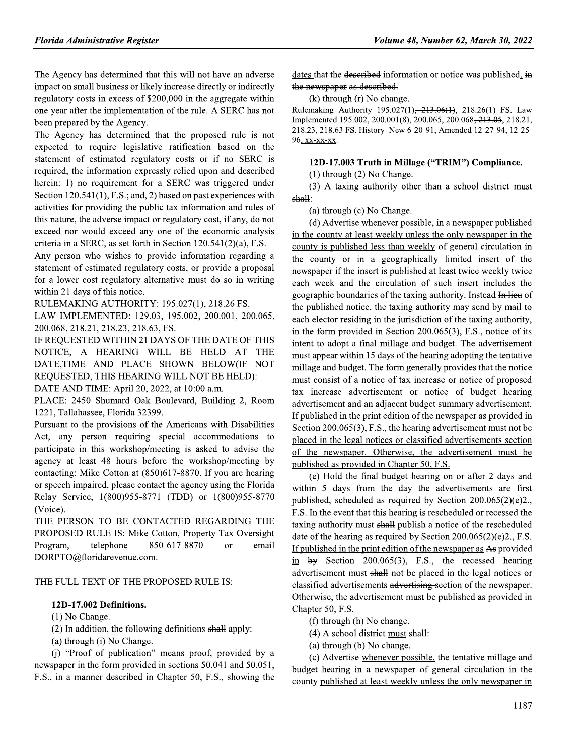The Agency has determined that this will not have an adverse impact on small business or likely increase directly or indirectly regulatory costs in excess of $200,000 in the aggregate within one year after the implementation of the rule. A SERC has not been prepared by the Agency.

The Agency has determined that the proposed rule is not expected to require legislative ratification based on the statement of estimated regulatory costs or if no SERC is required, the information expressly relied upon and described herein: 1) no requirement for a SERC was triggered under Section 120.541(1), F.S.; and, 2) based on past experiences with activities for providing the public tax information and rules of this nature, the adverse impact or regulatory cost, if any, do not exceed nor would exceed any one of the economic analysis criteria in a SERC, as set forth in Section 120.541(2)(a), F.S.

Any person who wishes to provide information regarding a statement of estimated regulatory costs, or provide a proposal for a lower cost regulatory alternative must do so in writing within 21 days of this notice.

RULEMAKING AUTHORITY: 195.027(1), 218.26 FS.

LAW IMPLEMENTED: 129.03, 195.002, 200.001, 200.065, 200.068, 218.21, 218.23, 218.63, FS.

IF REQUESTED WITHIN 21 DAYS OF THE DATE OF THIS NOTICE, A HEARING WILL BE HELD AT THE DATE,TIME AND PLACE SHOWN BELOW(IF NOT REQUESTED, THIS HEARING WILL NOT BE HELD):

DATE AND TIME: April 20, 2022, at 10:00 a.m.

PLACE: 2450 Shumard Oak Boulevard, Building 2, Room 1221, Tallahassee, Florida 32399.

Pursuant to the provisions of the Americans with Disabilities Act, any person requiring special accommodations to participate in this workshop/meeting is asked to advise the agency at least 48 hours before the workshop/meeting by contacting: Mike Cotton at (850)617-8870. If you are hearing or speech impaired, please contact the agency using the Florida Relay Service, 1(800)955-8771 (TDD) or 1(800)955-8770 (Voice).

THE PERSON TO BE CONTACTED REGARDING THE PROPOSED RULE IS: Mike Cotton, Property Tax Oversight Program, telephone 850-617-8870 or email DORPTO@floridarevenue.com.

THE FULL TEXT OF THE PROPOSED RULE IS:

**12D-17.002 Definitions.**

(1) No Change.

(2) In addition, the following definitions ~~shall~~ apply:

(a) through (i) No Change.

(j) "Proof of publication" means proof, provided by a newspaper <u>in the form provided in sections 50.041 and 50.051, F.S.,</u> ~~in a manner described in Chapter 50, F.S.,~~ showing the <u>dates</u> that the ~~described~~ information or notice was published. ~~in the newspaper as described.~~

(k) through (r) No change.

Rulemaking Authority 195.027(1)~~, 213.06(1)~~, 218.26(1) FS. Law Implemented 195.002, 200.001(8), 200.065, 200.068~~, 213.05~~, 218.21, 218.23, 218.63 FS. History–New 6-20-91, Amended 12-27-94, 12-25-96<u>, xx-xx-xx</u>.

**12D-17.003 Truth in Millage ("TRIM") Compliance.**

(1) through (2) No Change.

(3) A taxing authority other than a school district <u>must</u> ~~shall~~:

(a) through (c) No Change.

(d) Advertise <u>whenever possible,</u> in a newspaper <u>published in the county at least weekly unless the only newspaper in the county is published less than weekly</u> ~~of general circulation in the county~~ or in a geographically limited insert of the newspaper ~~if the insert is~~ published at least <u>twice weekly</u> ~~twice each week~~ and the circulation of such insert includes the <u>geographic</u> boundaries of the taxing authority. <u>Instead</u> ~~In lieu~~ of the published notice, the taxing authority may send by mail to each elector residing in the jurisdiction of the taxing authority, in the form provided in Section 200.065(3), F.S., notice of its intent to adopt a final millage and budget. The advertisement must appear within 15 days of the hearing adopting the tentative millage and budget. The form generally provides that the notice must consist of a notice of tax increase or notice of proposed tax increase advertisement or notice of budget hearing advertisement and an adjacent budget summary advertisement. <u>If published in the print edition of the newspaper as provided in Section 200.065(3), F.S., the hearing advertisement must not be placed in the legal notices or classified advertisements section of the newspaper. Otherwise, the advertisement must be published as provided in Chapter 50, F.S.</u>

(e) Hold the final budget hearing on or after 2 days and within 5 days from the day the advertisements are first published, scheduled as required by Section 200.065(2)(e)2., F.S. In the event that this hearing is rescheduled or recessed the taxing authority <u>must</u> ~~shall~~ publish a notice of the rescheduled date of the hearing as required by Section 200.065(2)(e)2., F.S. <u>If published in the print edition of the newspaper as</u> ~~As~~ provided <u>in</u> ~~by~~ Section 200.065(3), F.S., the recessed hearing advertisement <u>must</u> ~~shall~~ not be placed in the legal notices or classified <u>advertisements</u> ~~advertising~~ section of the newspaper. <u>Otherwise, the advertisement must be published as provided in Chapter 50, F.S.</u>

(f) through (h) No change.

(4) A school district <u>must</u> ~~shall~~:

(a) through (b) No change.

(c) Advertise <u>whenever possible,</u> the tentative millage and budget hearing in a newspaper ~~of general circulation~~ in the county <u>published at least weekly unless the only newspaper in</u>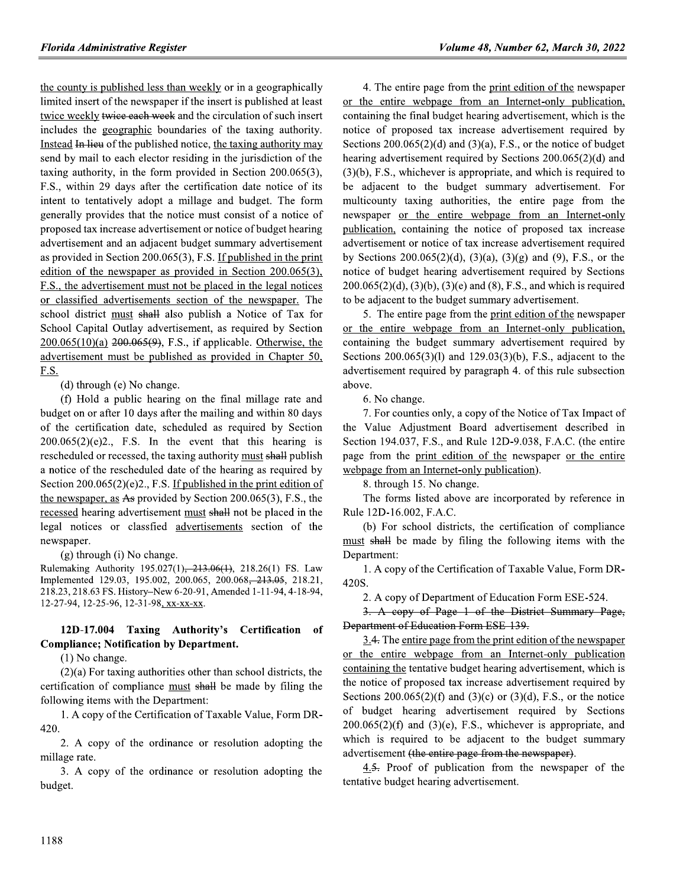the county is published less than weekly or in a geographically limited insert of the newspaper if the insert is published at least twice weekly ~~twice each week~~ and the circulation of such insert includes the geographic boundaries of the taxing authority. Instead ~~In lieu~~ of the published notice, the taxing authority may send by mail to each elector residing in the jurisdiction of the taxing authority, in the form provided in Section 200.065(3), F.S., within 29 days after the certification date notice of its intent to tentatively adopt a millage and budget. The form generally provides that the notice must consist of a notice of proposed tax increase advertisement or notice of budget hearing advertisement and an adjacent budget summary advertisement as provided in Section 200.065(3), F.S. If published in the print edition of the newspaper as provided in Section 200.065(3), F.S., the advertisement must not be placed in the legal notices or classified advertisements section of the newspaper. The school district must ~~shall~~ also publish a Notice of Tax for School Capital Outlay advertisement, as required by Section 200.065(10)(a) ~~200.065(9)~~, F.S., if applicable. Otherwise, the advertisement must be published as provided in Chapter 50, F.S.

(d) through (e) No change.

(f) Hold a public hearing on the final millage rate and budget on or after 10 days after the mailing and within 80 days of the certification date, scheduled as required by Section 200.065(2)(e)2., F.S. In the event that this hearing is rescheduled or recessed, the taxing authority must ~~shall~~ publish a notice of the rescheduled date of the hearing as required by Section 200.065(2)(e)2., F.S. If published in the print edition of the newspaper, as ~~As~~ provided by Section 200.065(3), F.S., the recessed hearing advertisement must ~~shall~~ not be placed in the legal notices or classfied advertisements section of the newspaper.

(g) through (i) No change.

Rulemaking Authority 195.027(1)~~, 213.06(1)~~, 218.26(1) FS. Law Implemented 129.03, 195.002, 200.065, 200.068~~, 213.05~~, 218.21, 218.23, 218.63 FS. History–New 6-20-91, Amended 1-11-94, 4-18-94, 12-27-94, 12-25-96, 12-31-98, xx-xx-xx.

**12D-17.004 Taxing Authority's Certification of Compliance; Notification by Department.**

(1) No change.

(2)(a) For taxing authorities other than school districts, the certification of compliance must ~~shall~~ be made by filing the following items with the Department:

1. A copy of the Certification of Taxable Value, Form DR-420.

2. A copy of the ordinance or resolution adopting the millage rate.

3. A copy of the ordinance or resolution adopting the budget.

4. The entire page from the print edition of the newspaper or the entire webpage from an Internet-only publication, containing the final budget hearing advertisement, which is the notice of proposed tax increase advertisement required by Sections 200.065(2)(d) and (3)(a), F.S., or the notice of budget hearing advertisement required by Sections 200.065(2)(d) and (3)(b), F.S., whichever is appropriate, and which is required to be adjacent to the budget summary advertisement. For multicounty taxing authorities, the entire page from the newspaper or the entire webpage from an Internet-only publication, containing the notice of proposed tax increase advertisement or notice of tax increase advertisement required by Sections 200.065(2)(d), (3)(a), (3)(g) and (9), F.S., or the notice of budget hearing advertisement required by Sections 200.065(2)(d), (3)(b), (3)(e) and (8), F.S., and which is required to be adjacent to the budget summary advertisement.

5. The entire page from the print edition of the newspaper or the entire webpage from an Internet-only publication, containing the budget summary advertisement required by Sections 200.065(3)(l) and 129.03(3)(b), F.S., adjacent to the advertisement required by paragraph 4. of this rule subsection above.

6. No change.

7. For counties only, a copy of the Notice of Tax Impact of the Value Adjustment Board advertisement described in Section 194.037, F.S., and Rule 12D-9.038, F.A.C. (the entire page from the print edition of the newspaper or the entire webpage from an Internet-only publication).

8. through 15. No change.

The forms listed above are incorporated by reference in Rule 12D-16.002, F.A.C.

(b) For school districts, the certification of compliance must ~~shall~~ be made by filing the following items with the Department:

1. A copy of the Certification of Taxable Value, Form DR-420S.

2. A copy of Department of Education Form ESE-524.

~~3. A copy of Page 1 of the District Summary Page, Department of Education Form ESE 139.~~

3.~~4.~~ The entire page from the print edition of the newspaper or the entire webpage from an Internet-only publication containing the tentative budget hearing advertisement, which is the notice of proposed tax increase advertisement required by Sections 200.065(2)(f) and (3)(c) or (3)(d), F.S., or the notice of budget hearing advertisement required by Sections 200.065(2)(f) and (3)(e), F.S., whichever is appropriate, and which is required to be adjacent to the budget summary advertisement ~~(the entire page from the newspaper)~~.

4.~~5.~~ Proof of publication from the newspaper of the tentative budget hearing advertisement.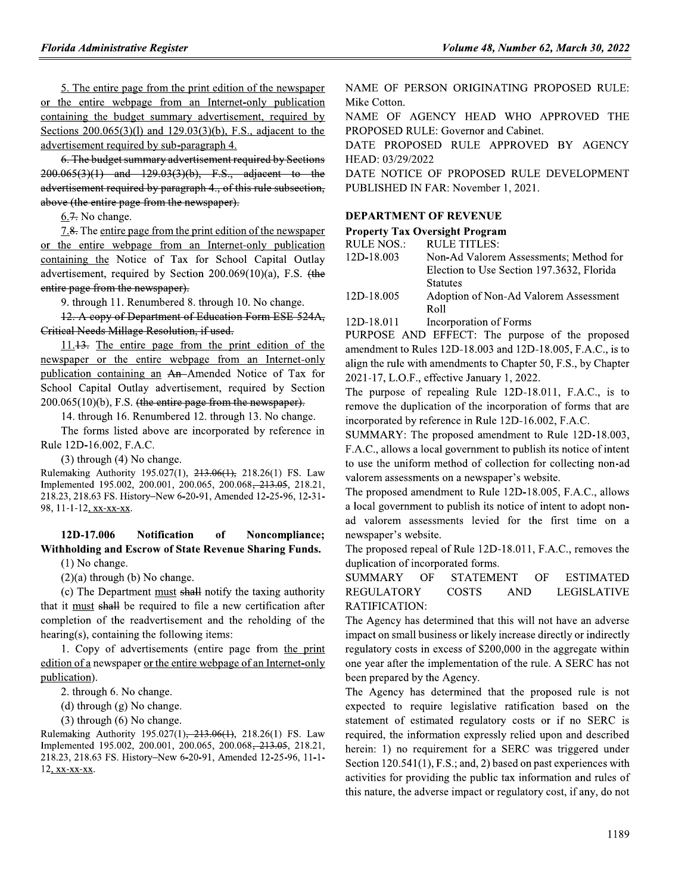5. The entire page from the print edition of the newspaper or the entire webpage from an Internet-only publication containing the budget summary advertisement, required by Sections 200.065(3)(l) and 129.03(3)(b), F.S., adjacent to the advertisement required by sub-paragraph 4.

~~6. The budget summary advertisement required by Sections 200.065(3)(l) and 129.03(3)(b), F.S., adjacent to the advertisement required by paragraph 4., of this rule subsection, above (the entire page from the newspaper).~~

6.~~7.~~ No change.

7.~~8.~~ The entire page from the print edition of the newspaper or the entire webpage from an Internet-only publication containing the Notice of Tax for School Capital Outlay advertisement, required by Section 200.069(10)(a), F.S. ~~(the entire page from the newspaper).~~

9. through 11. Renumbered 8. through 10. No change.

~~12. A copy of Department of Education Form ESE 524A, Critical Needs Millage Resolution, if used.~~

11.~~13.~~ The entire page from the print edition of the newspaper or the entire webpage from an Internet-only publication containing an ~~An~~ Amended Notice of Tax for School Capital Outlay advertisement, required by Section 200.065(10)(b), F.S. ~~(the entire page from the newspaper).~~

14. through 16. Renumbered 12. through 13. No change.

The forms listed above are incorporated by reference in Rule 12D-16.002, F.A.C.

(3) through (4) No change.

Rulemaking Authority 195.027(1), ~~213.06(1),~~ 218.26(1) FS. Law Implemented 195.002, 200.001, 200.065, 200.068, ~~213.05,~~ 218.21, 218.23, 218.63 FS. History–New 6-20-91, Amended 12-25-96, 12-31-98, 11-1-12, xx-xx-xx.

**12D-17.006 Notification of Noncompliance; Withholding and Escrow of State Revenue Sharing Funds.**

(1) No change.

(2)(a) through (b) No change.

(c) The Department must ~~shall~~ notify the taxing authority that it must ~~shall~~ be required to file a new certification after completion of the readvertisement and the reholding of the hearing(s), containing the following items:

1. Copy of advertisements (entire page from the print edition of a newspaper or the entire webpage of an Internet-only publication).

2. through 6. No change.

(d) through (g) No change.

(3) through (6) No change.

Rulemaking Authority 195.027(1), ~~213.06(1),~~ 218.26(1) FS. Law Implemented 195.002, 200.001, 200.065, 200.068, ~~213.05,~~ 218.21, 218.23, 218.63 FS. History–New 6-20-91, Amended 12-25-96, 11-1-12, xx-xx-xx.

NAME OF PERSON ORIGINATING PROPOSED RULE: Mike Cotton.

NAME OF AGENCY HEAD WHO APPROVED THE PROPOSED RULE: Governor and Cabinet.

DATE PROPOSED RULE APPROVED BY AGENCY HEAD: 03/29/2022

DATE NOTICE OF PROPOSED RULE DEVELOPMENT PUBLISHED IN FAR: November 1, 2021.

**DEPARTMENT OF REVENUE**

**Property Tax Oversight Program**

| RULE NOS.: | RULE TITLES: |
|---|---|
| 12D-18.003 | Non-Ad Valorem Assessments; Method for Election to Use Section 197.3632, Florida Statutes |
| 12D-18.005 | Adoption of Non-Ad Valorem Assessment Roll |
| 12D-18.011 | Incorporation of Forms |

PURPOSE AND EFFECT: The purpose of the proposed amendment to Rules 12D-18.003 and 12D-18.005, F.A.C., is to align the rule with amendments to Chapter 50, F.S., by Chapter 2021-17, L.O.F., effective January 1, 2022.

The purpose of repealing Rule 12D-18.011, F.A.C., is to remove the duplication of the incorporation of forms that are incorporated by reference in Rule 12D-16.002, F.A.C.

SUMMARY: The proposed amendment to Rule 12D-18.003, F.A.C., allows a local government to publish its notice of intent to use the uniform method of collection for collecting non-ad valorem assessments on a newspaper's website.

The proposed amendment to Rule 12D-18.005, F.A.C., allows a local government to publish its notice of intent to adopt non-ad valorem assessments levied for the first time on a newspaper's website.

The proposed repeal of Rule 12D-18.011, F.A.C., removes the duplication of incorporated forms.

SUMMARY OF STATEMENT OF ESTIMATED REGULATORY COSTS AND LEGISLATIVE RATIFICATION:

The Agency has determined that this will not have an adverse impact on small business or likely increase directly or indirectly regulatory costs in excess of $200,000 in the aggregate within one year after the implementation of the rule. A SERC has not been prepared by the Agency.

The Agency has determined that the proposed rule is not expected to require legislative ratification based on the statement of estimated regulatory costs or if no SERC is required, the information expressly relied upon and described herein: 1) no requirement for a SERC was triggered under Section 120.541(1), F.S.; and, 2) based on past experiences with activities for providing the public tax information and rules of this nature, the adverse impact or regulatory cost, if any, do not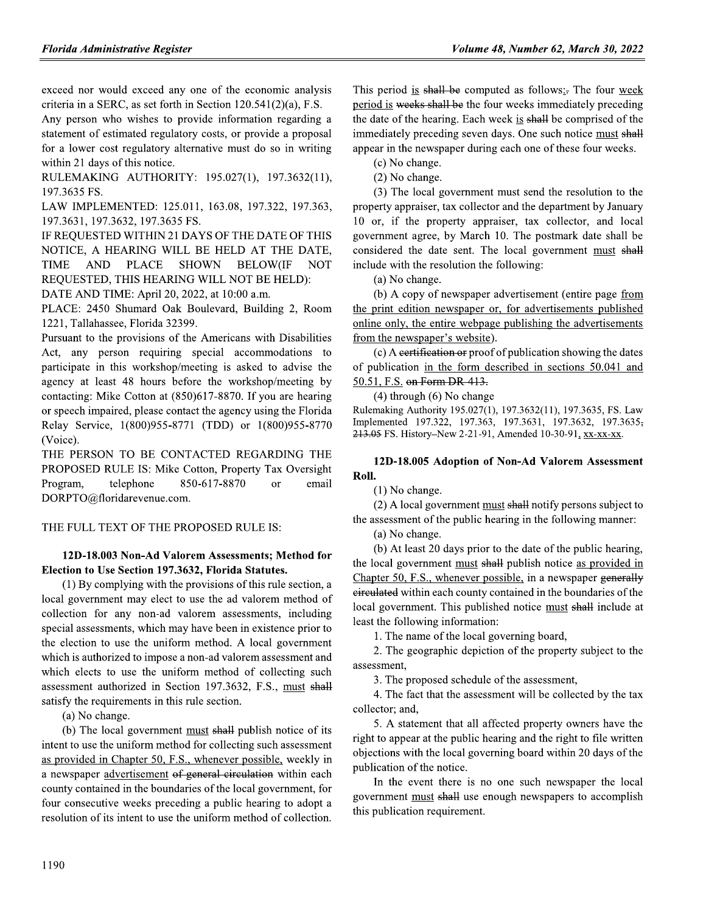exceed nor would exceed any one of the economic analysis criteria in a SERC, as set forth in Section 120.541(2)(a), F.S.

Any person who wishes to provide information regarding a statement of estimated regulatory costs, or provide a proposal for a lower cost regulatory alternative must do so in writing within 21 days of this notice.

RULEMAKING AUTHORITY: 195.027(1), 197.3632(11), 197.3635 FS.

LAW IMPLEMENTED: 125.011, 163.08, 197.322, 197.363, 197.3631, 197.3632, 197.3635 FS.

IF REQUESTED WITHIN 21 DAYS OF THE DATE OF THIS NOTICE, A HEARING WILL BE HELD AT THE DATE, TIME AND PLACE SHOWN BELOW(IF NOT REQUESTED, THIS HEARING WILL NOT BE HELD):

DATE AND TIME: April 20, 2022, at 10:00 a.m.

PLACE: 2450 Shumard Oak Boulevard, Building 2, Room 1221, Tallahassee, Florida 32399.

Pursuant to the provisions of the Americans with Disabilities Act, any person requiring special accommodations to participate in this workshop/meeting is asked to advise the agency at least 48 hours before the workshop/meeting by contacting: Mike Cotton at (850)617-8870. If you are hearing or speech impaired, please contact the agency using the Florida Relay Service, 1(800)955-8771 (TDD) or 1(800)955-8770 (Voice).

THE PERSON TO BE CONTACTED REGARDING THE PROPOSED RULE IS: Mike Cotton, Property Tax Oversight Program, telephone 850-617-8870 or email DORPTO@floridarevenue.com.

THE FULL TEXT OF THE PROPOSED RULE IS:

**12D-18.003 Non-Ad Valorem Assessments; Method for Election to Use Section 197.3632, Florida Statutes.**

(1) By complying with the provisions of this rule section, a local government may elect to use the ad valorem method of collection for any non-ad valorem assessments, including special assessments, which may have been in existence prior to the election to use the uniform method. A local government which is authorized to impose a non-ad valorem assessment and which elects to use the uniform method of collecting such assessment authorized in Section 197.3632, F.S., must ~~shall~~ satisfy the requirements in this rule section.

(a) No change.

(b) The local government must ~~shall~~ publish notice of its intent to use the uniform method for collecting such assessment as provided in Chapter 50, F.S., whenever possible, weekly in a newspaper advertisement ~~of general circulation~~ within each county contained in the boundaries of the local government, for four consecutive weeks preceding a public hearing to adopt a resolution of its intent to use the uniform method of collection. This period is ~~shall be~~ computed as follows:~~.~~ The four week period is ~~weeks shall be~~ the four weeks immediately preceding the date of the hearing. Each week is ~~shall~~ be comprised of the immediately preceding seven days. One such notice must ~~shall~~ appear in the newspaper during each one of these four weeks.

(c) No change.

(2) No change.

(3) The local government must send the resolution to the property appraiser, tax collector and the department by January 10 or, if the property appraiser, tax collector, and local government agree, by March 10. The postmark date shall be considered the date sent. The local government must ~~shall~~ include with the resolution the following:

(a) No change.

(b) A copy of newspaper advertisement (entire page from the print edition newspaper or, for advertisements published online only, the entire webpage publishing the advertisements from the newspaper's website).

(c) A ~~certification or~~ proof of publication showing the dates of publication in the form described in sections 50.041 and 50.51, F.S. ~~on Form DR-413.~~

(4) through (6) No change

Rulemaking Authority 195.027(1), 197.3632(11), 197.3635, FS. Law Implemented 197.322, 197.363, 197.3631, 197.3632, 197.3635~~, 213.05~~ FS. History–New 2-21-91, Amended 10-30-91, xx-xx-xx.

**12D-18.005 Adoption of Non-Ad Valorem Assessment Roll.**

(1) No change.

(2) A local government must ~~shall~~ notify persons subject to the assessment of the public hearing in the following manner:

(a) No change.

(b) At least 20 days prior to the date of the public hearing, the local government must ~~shall~~ publish notice as provided in Chapter 50, F.S., whenever possible, in a newspaper ~~generally circulated~~ within each county contained in the boundaries of the local government. This published notice must ~~shall~~ include at least the following information:

1. The name of the local governing board,
2. The geographic depiction of the property subject to the assessment,
3. The proposed schedule of the assessment,
4. The fact that the assessment will be collected by the tax collector; and,
5. A statement that all affected property owners have the right to appear at the public hearing and the right to file written objections with the local governing board within 20 days of the publication of the notice.

In the event there is no one such newspaper the local government must ~~shall~~ use enough newspapers to accomplish this publication requirement.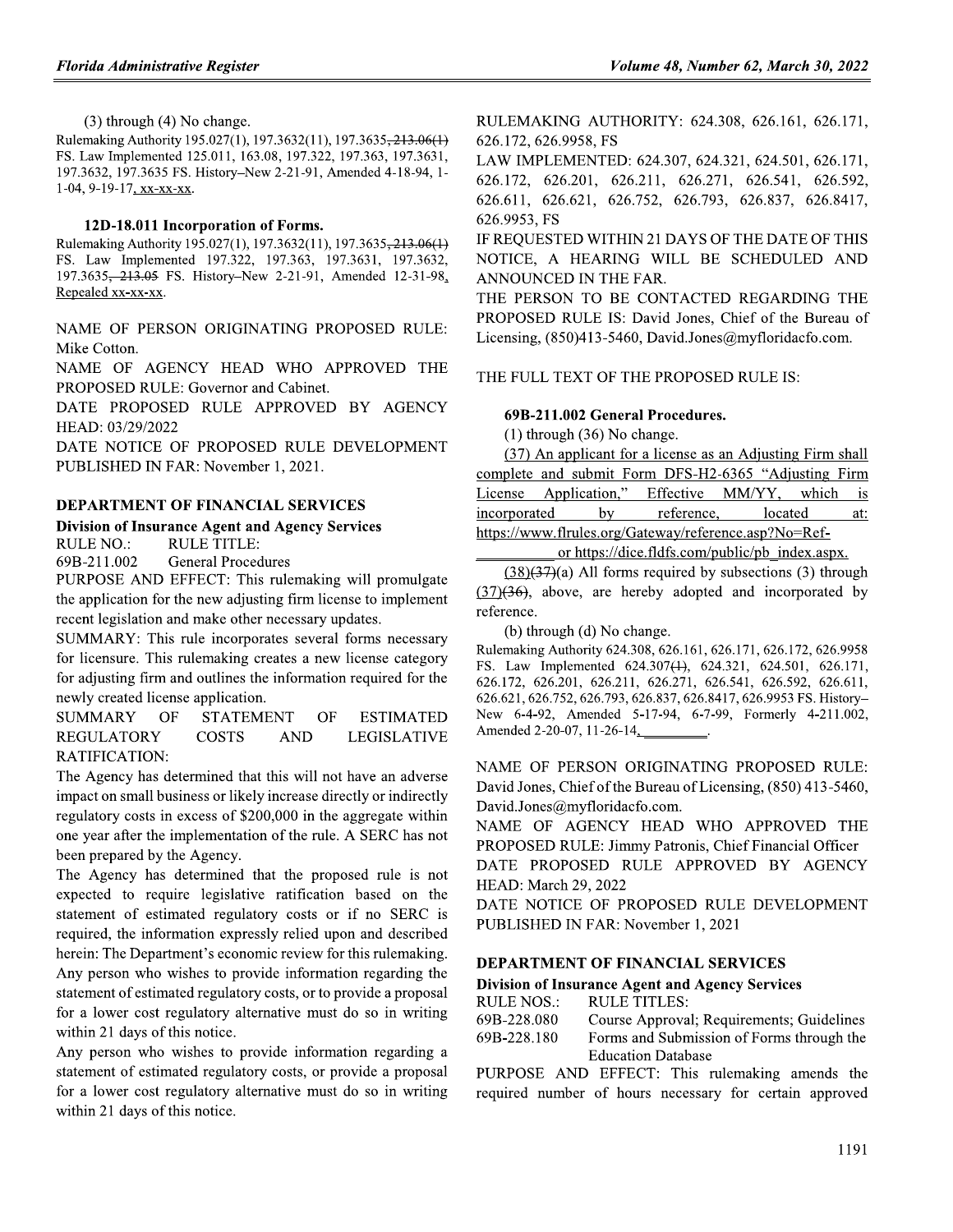(3) through (4) No change.

Rulemaking Authority 195.027(1), 197.3632(11), 197.3635~~, 213.06(1)~~ FS. Law Implemented 125.011, 163.08, 197.322, 197.363, 197.3631, 197.3632, 197.3635 FS. History–New 2-21-91, Amended 4-18-94, 1-1-04, 9-19-17, xx-xx-xx.

**12D-18.011 Incorporation of Forms.**

Rulemaking Authority 195.027(1), 197.3632(11), 197.3635~~, 213.06(1)~~ FS. Law Implemented 197.322, 197.363, 197.3631, 197.3632, 197.3635~~, 213.05~~ FS. History–New 2-21-91, Amended 12-31-98, Repealed xx-xx-xx.

NAME OF PERSON ORIGINATING PROPOSED RULE: Mike Cotton.

NAME OF AGENCY HEAD WHO APPROVED THE PROPOSED RULE: Governor and Cabinet.

DATE PROPOSED RULE APPROVED BY AGENCY HEAD: 03/29/2022

DATE NOTICE OF PROPOSED RULE DEVELOPMENT PUBLISHED IN FAR: November 1, 2021.

## DEPARTMENT OF FINANCIAL SERVICES

### Division of Insurance Agent and Agency Services

RULE NO.: RULE TITLE:

69B-211.002 General Procedures

PURPOSE AND EFFECT: This rulemaking will promulgate the application for the new adjusting firm license to implement recent legislation and make other necessary updates.

SUMMARY: This rule incorporates several forms necessary for licensure. This rulemaking creates a new license category for adjusting firm and outlines the information required for the newly created license application.

SUMMARY OF STATEMENT OF ESTIMATED REGULATORY COSTS AND LEGISLATIVE RATIFICATION:

The Agency has determined that this will not have an adverse impact on small business or likely increase directly or indirectly regulatory costs in excess of $200,000 in the aggregate within one year after the implementation of the rule. A SERC has not been prepared by the Agency.

The Agency has determined that the proposed rule is not expected to require legislative ratification based on the statement of estimated regulatory costs or if no SERC is required, the information expressly relied upon and described herein: The Department's economic review for this rulemaking.

Any person who wishes to provide information regarding the statement of estimated regulatory costs, or to provide a proposal for a lower cost regulatory alternative must do so in writing within 21 days of this notice.

Any person who wishes to provide information regarding a statement of estimated regulatory costs, or provide a proposal for a lower cost regulatory alternative must do so in writing within 21 days of this notice.

RULEMAKING AUTHORITY: 624.308, 626.161, 626.171, 626.172, 626.9958, FS

LAW IMPLEMENTED: 624.307, 624.321, 624.501, 626.171, 626.172, 626.201, 626.211, 626.271, 626.541, 626.592, 626.611, 626.621, 626.752, 626.793, 626.837, 626.8417, 626.9953, FS

IF REQUESTED WITHIN 21 DAYS OF THE DATE OF THIS NOTICE, A HEARING WILL BE SCHEDULED AND ANNOUNCED IN THE FAR.

THE PERSON TO BE CONTACTED REGARDING THE PROPOSED RULE IS: David Jones, Chief of the Bureau of Licensing, (850)413-5460, David.Jones@myfloridacfo.com.

THE FULL TEXT OF THE PROPOSED RULE IS:

**69B-211.002 General Procedures.**

(1) through (36) No change.

(37) An applicant for a license as an Adjusting Firm shall complete and submit Form DFS-H2-6365 "Adjusting Firm License Application," Effective MM/YY, which is incorporated by reference, located at: https://www.flrules.org/Gateway/reference.asp?No=Ref-\_\_\_\_\_\_\_\_\_\_ or https://dice.fldfs.com/public/pb_index.aspx.

(38)~~(37)~~(a) All forms required by subsections (3) through (37)~~(36)~~, above, are hereby adopted and incorporated by reference.

(b) through (d) No change.

Rulemaking Authority 624.308, 626.161, 626.171, 626.172, 626.9958 FS. Law Implemented 624.307~~(1)~~, 624.321, 624.501, 626.171, 626.172, 626.201, 626.211, 626.271, 626.541, 626.592, 626.611, 626.621, 626.752, 626.793, 626.837, 626.8417, 626.9953 FS. History–New 6-4-92, Amended 5-17-94, 6-7-99, Formerly 4-211.002, Amended 2-20-07, 11-26-14, \_\_\_\_\_\_\_\_\_.

NAME OF PERSON ORIGINATING PROPOSED RULE: David Jones, Chief of the Bureau of Licensing, (850) 413-5460, David.Jones@myfloridacfo.com.

NAME OF AGENCY HEAD WHO APPROVED THE PROPOSED RULE: Jimmy Patronis, Chief Financial Officer

DATE PROPOSED RULE APPROVED BY AGENCY HEAD: March 29, 2022

DATE NOTICE OF PROPOSED RULE DEVELOPMENT PUBLISHED IN FAR: November 1, 2021

## DEPARTMENT OF FINANCIAL SERVICES

### Division of Insurance Agent and Agency Services

RULE NOS.: RULE TITLES:

69B-228.080 Course Approval; Requirements; Guidelines

69B-228.180 Forms and Submission of Forms through the Education Database

PURPOSE AND EFFECT: This rulemaking amends the required number of hours necessary for certain approved